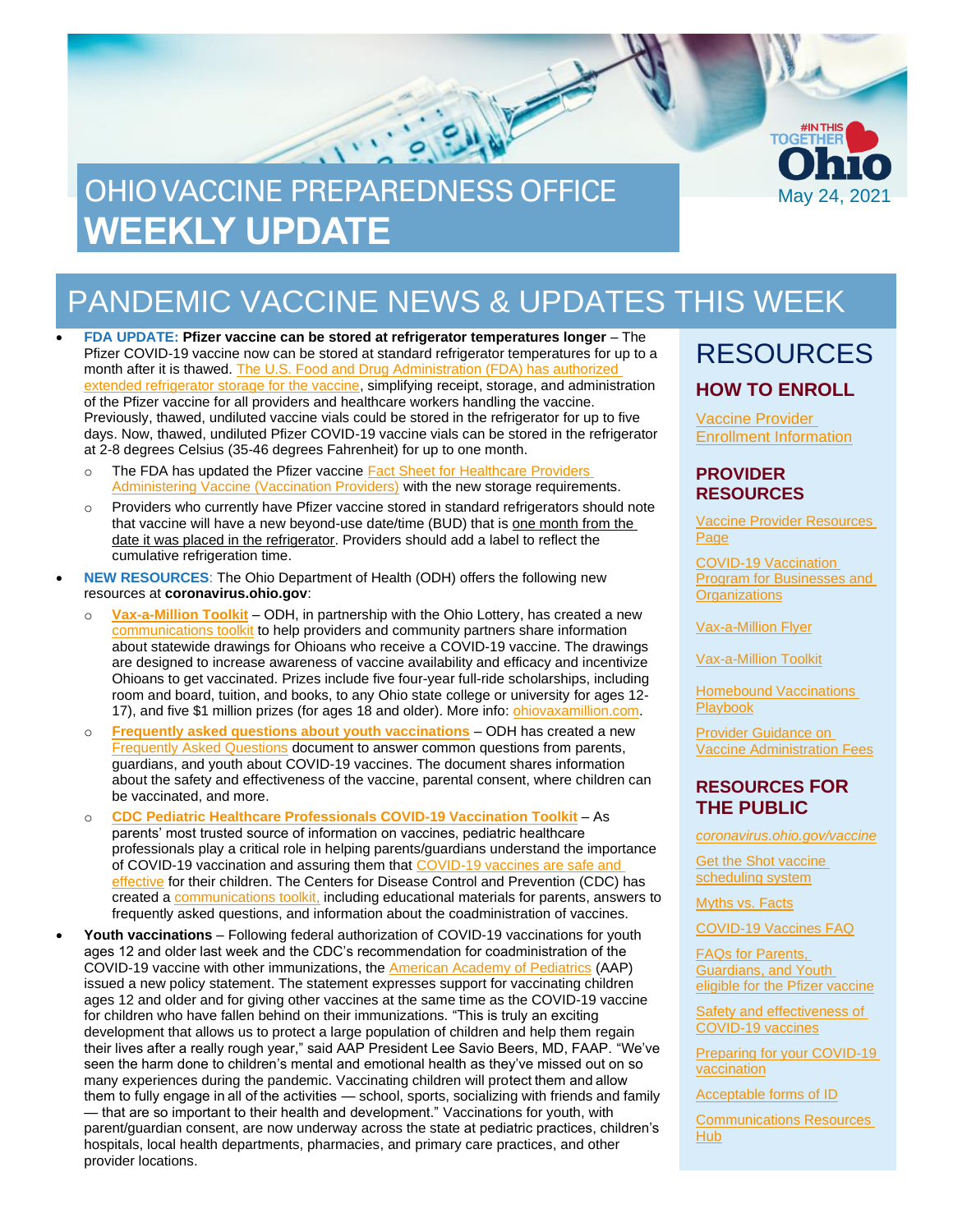# OHIO VACCINE PREPAREDNESS OFFICE WEEKLY UPDATE

May 24, 2021

## PANDEMIC VACCINE NEWS & UPDATES THIS WEEK

- **FDA UPDATE: Pfizer vaccine can be stored at refrigerator temperatures longer** – The Pfizer COVID-19 vaccine now can be stored at standard refrigerator temperatures for up to a month after it is thawed. The U.S. Food and Drug Administration (FDA) has authorized extended refrigerator storage for the vaccine, simplifying receipt, storage, and administration of the Pfizer vaccine for all providers and healthcare workers handling the vaccine. Previously, thawed, undiluted vaccine vials could be stored in the refrigerator for up to five days. Now, thawed, undiluted Pfizer COVID-19 vaccine vials can be stored in the refrigerator at 2-8 degrees Celsius (35-46 degrees Fahrenheit) for up to one month.
  - The FDA has updated the Pfizer vaccine Fact Sheet for Healthcare Providers Administering Vaccine (Vaccination Providers) with the new storage requirements.
  - Providers who currently have Pfizer vaccine stored in standard refrigerators should note that vaccine will have a new beyond-use date/time (BUD) that is one month from the date it was placed in the refrigerator. Providers should add a label to reflect the cumulative refrigeration time.
- **NEW RESOURCES**: The Ohio Department of Health (ODH) offers the following new resources at **coronavirus.ohio.gov**:
  - **Vax-a-Million Toolkit** – ODH, in partnership with the Ohio Lottery, has created a new communications toolkit to help providers and community partners share information about statewide drawings for Ohioans who receive a COVID-19 vaccine. The drawings are designed to increase awareness of vaccine availability and efficacy and incentivize Ohioans to get vaccinated. Prizes include five four-year full-ride scholarships, including room and board, tuition, and books, to any Ohio state college or university for ages 12-17), and five $1 million prizes (for ages 18 and older). More info: ohiovaxamillion.com.
  - **Frequently asked questions about youth vaccinations** – ODH has created a new Frequently Asked Questions document to answer common questions from parents, guardians, and youth about COVID-19 vaccines. The document shares information about the safety and effectiveness of the vaccine, parental consent, where children can be vaccinated, and more.
  - **CDC Pediatric Healthcare Professionals COVID-19 Vaccination Toolkit** – As parents' most trusted source of information on vaccines, pediatric healthcare professionals play a critical role in helping parents/guardians understand the importance of COVID-19 vaccination and assuring them that COVID-19 vaccines are safe and effective for their children. The Centers for Disease Control and Prevention (CDC) has created a communications toolkit, including educational materials for parents, answers to frequently asked questions, and information about the coadministration of vaccines.
- **Youth vaccinations** – Following federal authorization of COVID-19 vaccinations for youth ages 12 and older last week and the CDC's recommendation for coadministration of the COVID-19 vaccine with other immunizations, the American Academy of Pediatrics (AAP) issued a new policy statement. The statement expresses support for vaccinating children ages 12 and older and for giving other vaccines at the same time as the COVID-19 vaccine for children who have fallen behind on their immunizations. "This is truly an exciting development that allows us to protect a large population of children and help them regain their lives after a really rough year," said AAP President Lee Savio Beers, MD, FAAP. "We've seen the harm done to children's mental and emotional health as they've missed out on so many experiences during the pandemic. Vaccinating children will protect them and allow them to fully engage in all of the activities — school, sports, socializing with friends and family — that are so important to their health and development." Vaccinations for youth, with parent/guardian consent, are now underway across the state at pediatric practices, children's hospitals, local health departments, pharmacies, and primary care practices, and other provider locations.

## RESOURCES

### HOW TO ENROLL

Vaccine Provider Enrollment Information

### PROVIDER RESOURCES

Vaccine Provider Resources Page

COVID-19 Vaccination Program for Businesses and Organizations

Vax-a-Million Flyer

Vax-a-Million Toolkit

Homebound Vaccinations Playbook

Provider Guidance on Vaccine Administration Fees

### RESOURCES FOR THE PUBLIC

*coronavirus.ohio.gov/vaccine*

Get the Shot vaccine scheduling system

Myths vs. Facts

COVID-19 Vaccines FAQ

FAQs for Parents, Guardians, and Youth eligible for the Pfizer vaccine

Safety and effectiveness of COVID-19 vaccines

Preparing for your COVID-19 vaccination

Acceptable forms of ID

Communications Resources Hub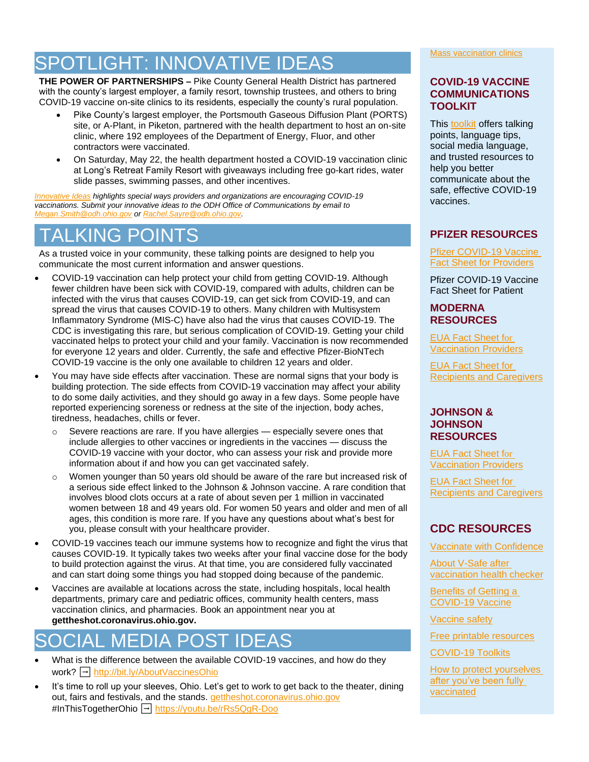# SPOTLIGHT: INNOVATIVE IDEAS

**THE POWER OF PARTNERSHIPS –** Pike County General Health District has partnered with the county's largest employer, a family resort, township trustees, and others to bring COVID-19 vaccine on-site clinics to its residents, especially the county's rural population.

- Pike County's largest employer, the Portsmouth Gaseous Diffusion Plant (PORTS) site, or A-Plant, in Piketon, partnered with the health department to host an on-site clinic, where 192 employees of the Department of Energy, Fluor, and other contractors were vaccinated.
- On Saturday, May 22, the health department hosted a COVID-19 vaccination clinic at Long's Retreat Family Resort with giveaways including free go-kart rides, water slide passes, swimming passes, and other incentives.

*Innovative Ideas highlights special ways providers and organizations are encouraging COVID-19 vaccinations. Submit your innovative ideas to the ODH Office of Communications by email to Megan.Smith@odh.ohio.gov or Rachel.Sayre@odh.ohio.gov.*

# TALKING POINTS

As a trusted voice in your community, these talking points are designed to help you communicate the most current information and answer questions.

- COVID-19 vaccination can help protect your child from getting COVID-19. Although fewer children have been sick with COVID-19, compared with adults, children can be infected with the virus that causes COVID-19, can get sick from COVID-19, and can spread the virus that causes COVID-19 to others. Many children with Multisystem Inflammatory Syndrome (MIS-C) have also had the virus that causes COVID-19. The CDC is investigating this rare, but serious complication of COVID-19. Getting your child vaccinated helps to protect your child and your family. Vaccination is now recommended for everyone 12 years and older. Currently, the safe and effective Pfizer-BioNTech COVID-19 vaccine is the only one available to children 12 years and older.
- You may have side effects after vaccination. These are normal signs that your body is building protection. The side effects from COVID-19 vaccination may affect your ability to do some daily activities, and they should go away in a few days. Some people have reported experiencing soreness or redness at the site of the injection, body aches, tiredness, headaches, chills or fever.
  - Severe reactions are rare. If you have allergies — especially severe ones that include allergies to other vaccines or ingredients in the vaccines — discuss the COVID-19 vaccine with your doctor, who can assess your risk and provide more information about if and how you can get vaccinated safely.
  - Women younger than 50 years old should be aware of the rare but increased risk of a serious side effect linked to the Johnson & Johnson vaccine. A rare condition that involves blood clots occurs at a rate of about seven per 1 million in vaccinated women between 18 and 49 years old. For women 50 years and older and men of all ages, this condition is more rare. If you have any questions about what's best for you, please consult with your healthcare provider.
- COVID-19 vaccines teach our immune systems how to recognize and fight the virus that causes COVID-19. It typically takes two weeks after your final vaccine dose for the body to build protection against the virus. At that time, you are considered fully vaccinated and can start doing some things you had stopped doing because of the pandemic.
- Vaccines are available at locations across the state, including hospitals, local health departments, primary care and pediatric offices, community health centers, mass vaccination clinics, and pharmacies. Book an appointment near you at **gettheshot.coronavirus.ohio.gov.**

# SOCIAL MEDIA POST IDEAS

- What is the difference between the available COVID-19 vaccines, and how do they work? ➙ http://bit.ly/AboutVaccinesOhio
- It's time to roll up your sleeves, Ohio. Let's get to work to get back to the theater, dining out, fairs and festivals, and the stands. gettheshot.coronavirus.ohio.gov #InThisTogetherOhio ➙ https://youtu.be/rRs5QgR-Doo

Mass vaccination clinics

## COVID-19 VACCINE COMMUNICATIONS TOOLKIT

This toolkit offers talking points, language tips, social media language, and trusted resources to help you better communicate about the safe, effective COVID-19 vaccines.

## PFIZER RESOURCES

Pfizer COVID-19 Vaccine Fact Sheet for Providers

Pfizer COVID-19 Vaccine Fact Sheet for Patient

## MODERNA RESOURCES

EUA Fact Sheet for Vaccination Providers

EUA Fact Sheet for Recipients and Caregivers

## JOHNSON & JOHNSON RESOURCES

EUA Fact Sheet for Vaccination Providers

EUA Fact Sheet for Recipients and Caregivers

## CDC RESOURCES

Vaccinate with Confidence

About V-Safe after vaccination health checker

Benefits of Getting a COVID-19 Vaccine

Vaccine safety

Free printable resources

COVID-19 Toolkits

How to protect yourselves after you've been fully vaccinated